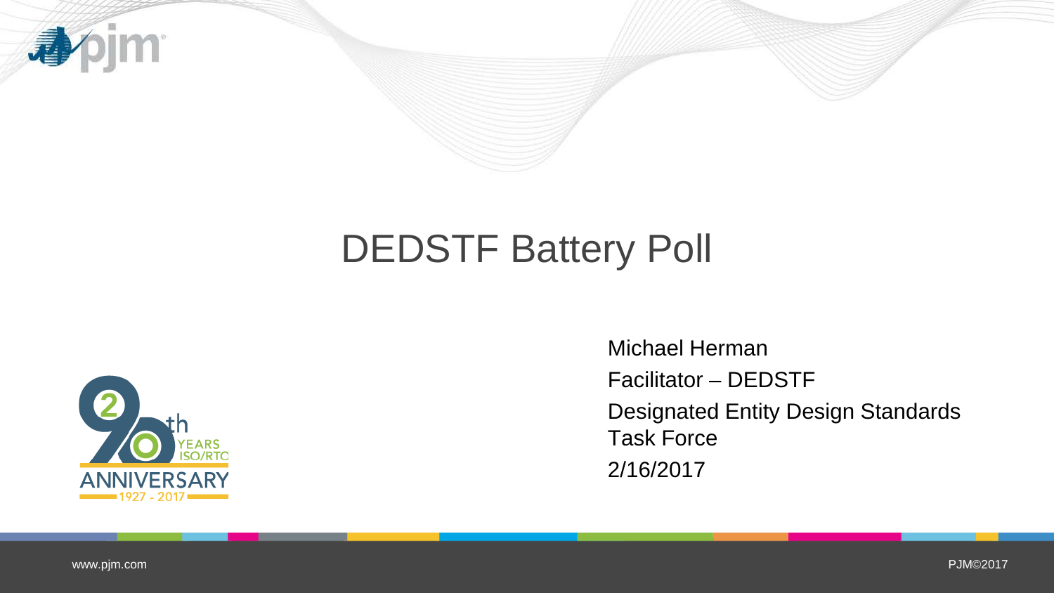# DEDSTF Battery Poll

Michael Herman

Facilitator – DEDSTF

Designated Entity Design Standards Task Force

2/16/2017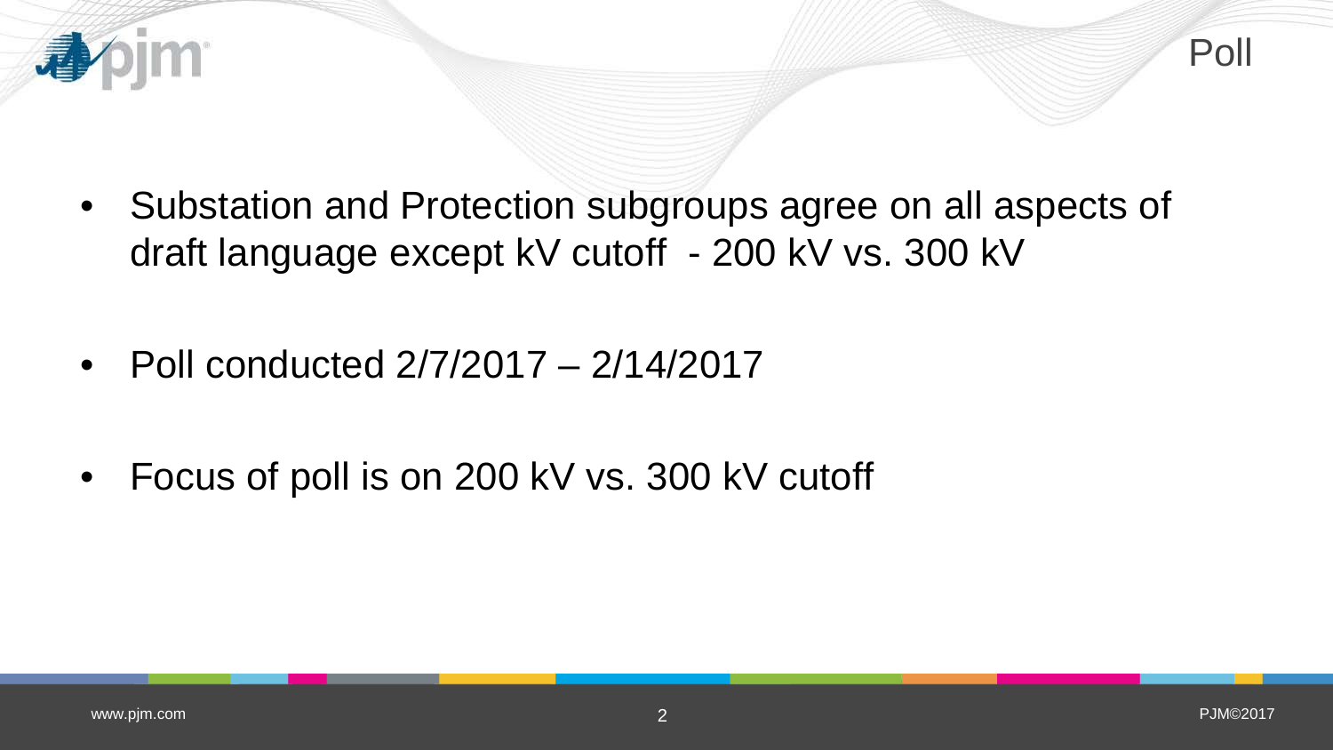# Poll

- Substation and Protection subgroups agree on all aspects of draft language except kV cutoff - 200 kV vs. 300 kV
- Poll conducted 2/7/2017 – 2/14/2017
- Focus of poll is on 200 kV vs. 300 kV cutoff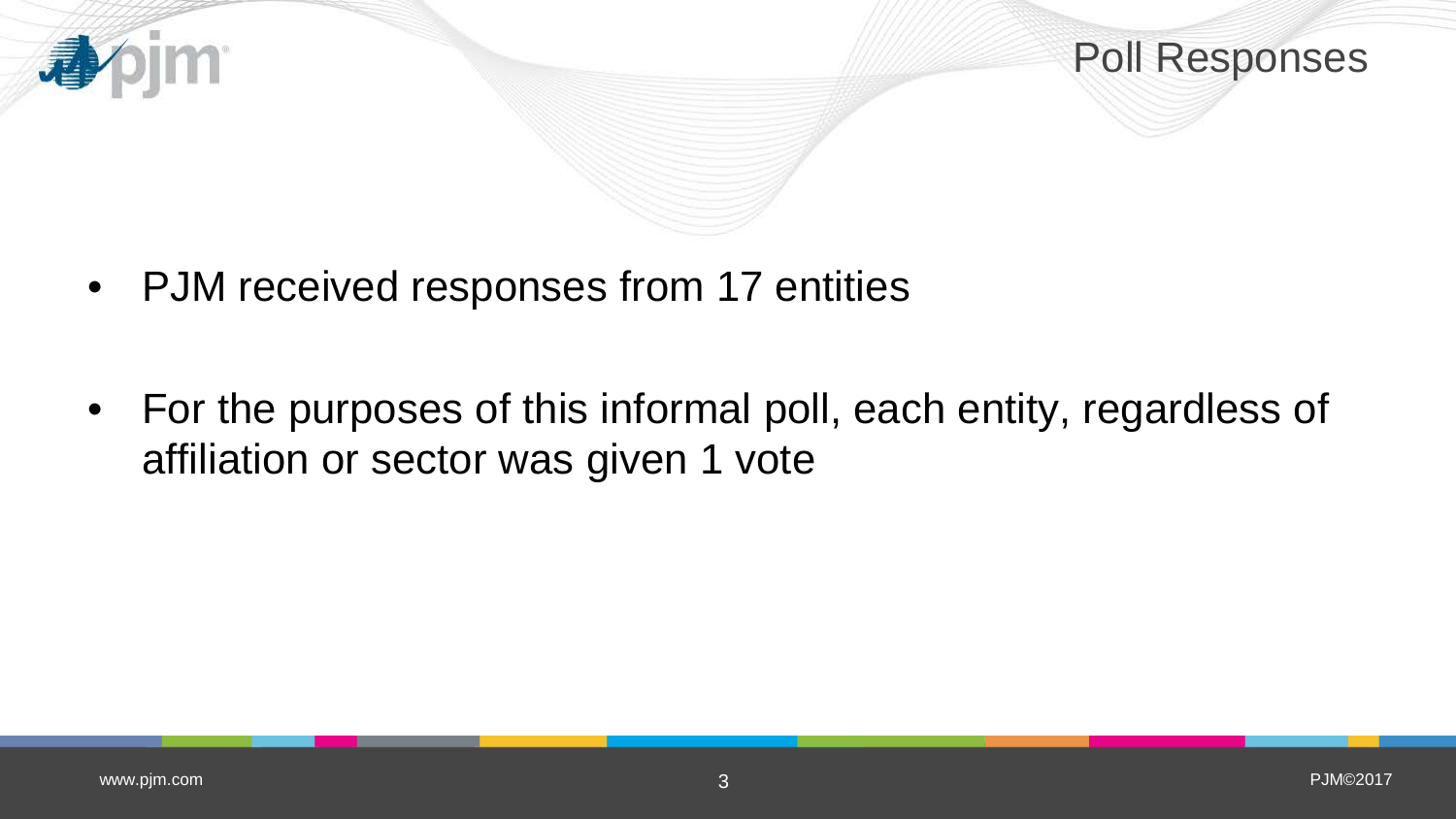# Poll Responses

- PJM received responses from 17 entities
- For the purposes of this informal poll, each entity, regardless of affiliation or sector was given 1 vote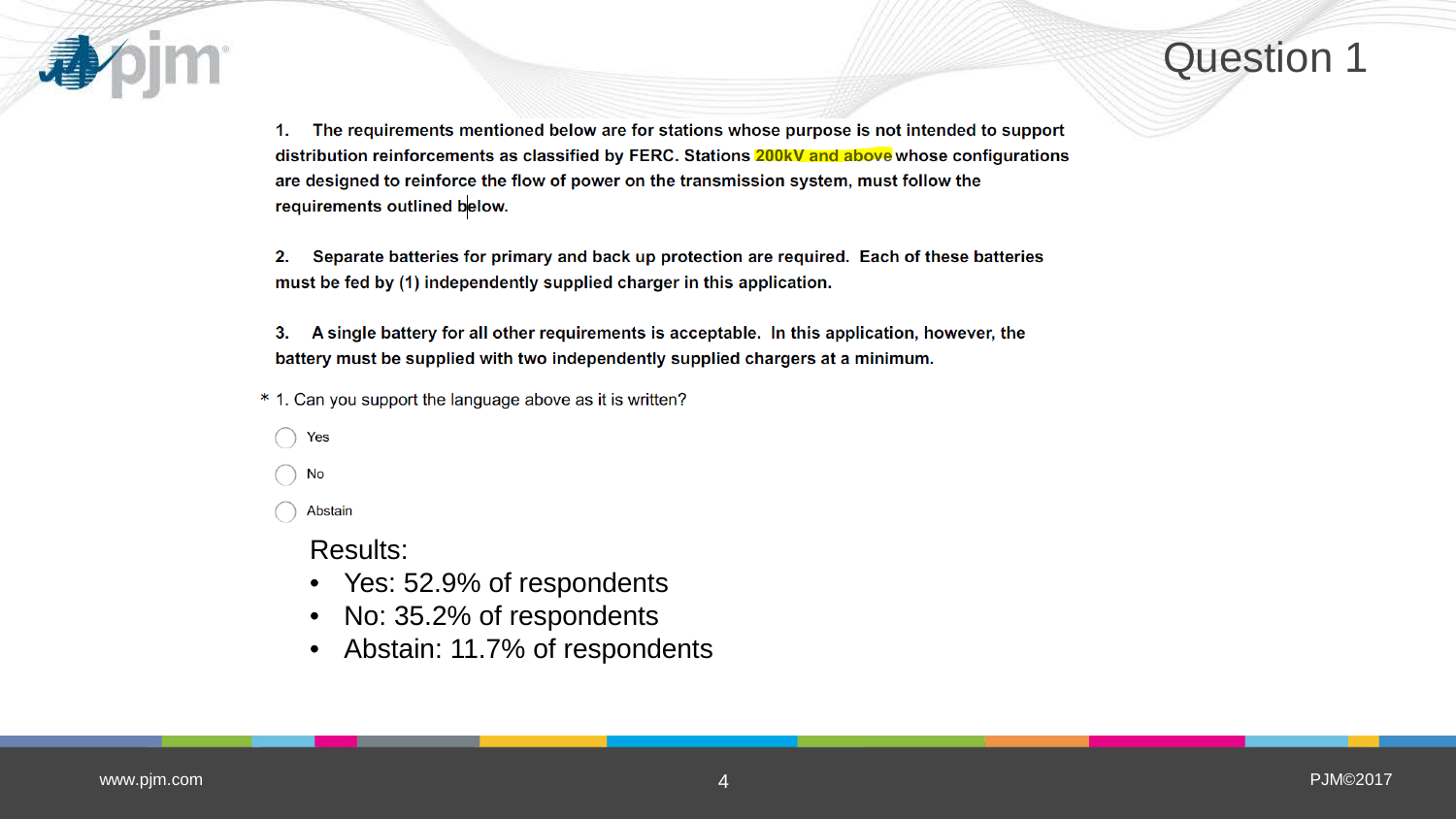# Question 1

**1. The requirements mentioned below are for stations whose purpose is not intended to support distribution reinforcements as classified by FERC. Stations 200kV and above whose configurations are designed to reinforce the flow of power on the transmission system, must follow the requirements outlined below.**

**2. Separate batteries for primary and back up protection are required. Each of these batteries must be fed by (1) independently supplied charger in this application.**

**3. A single battery for all other requirements is acceptable. In this application, however, the battery must be supplied with two independently supplied chargers at a minimum.**

* 1. Can you support the language above as it is written?

- Yes
- No
- Abstain

Results:

- Yes: 52.9% of respondents
- No: 35.2% of respondents
- Abstain: 11.7% of respondents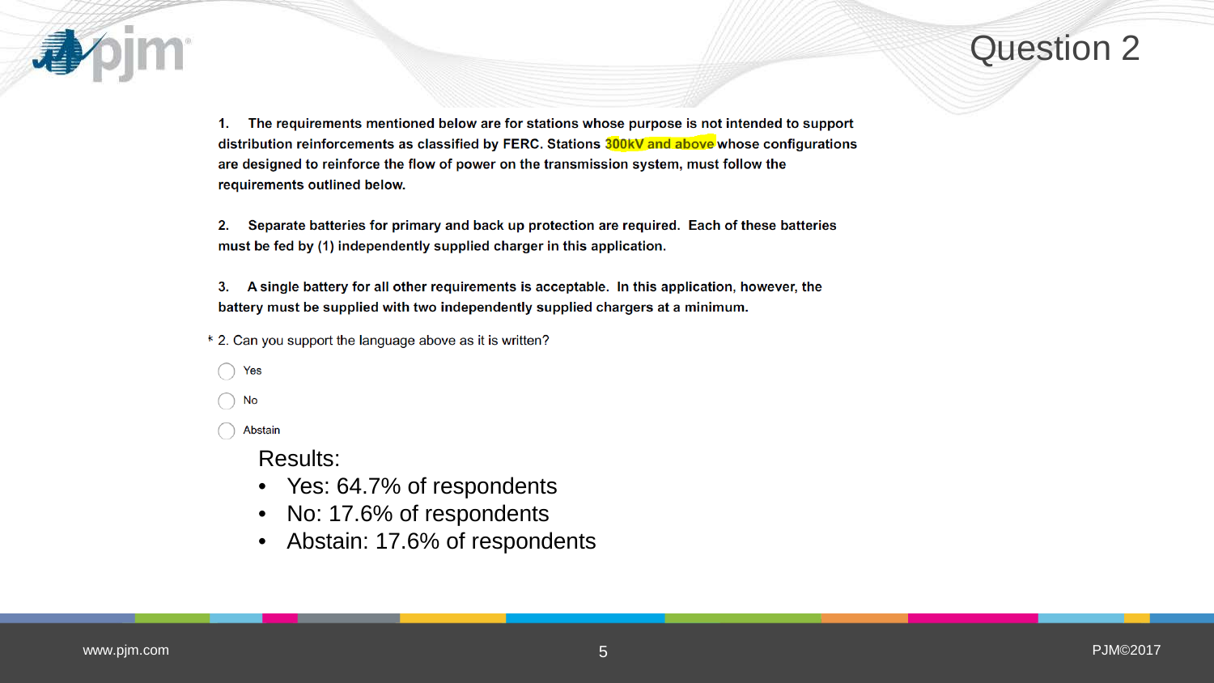# Question 2

**1. The requirements mentioned below are for stations whose purpose is not intended to support distribution reinforcements as classified by FERC. Stations 300kV and above whose configurations are designed to reinforce the flow of power on the transmission system, must follow the requirements outlined below.**

**2. Separate batteries for primary and back up protection are required. Each of these batteries must be fed by (1) independently supplied charger in this application.**

**3. A single battery for all other requirements is acceptable. In this application, however, the battery must be supplied with two independently supplied chargers at a minimum.**

* 2. Can you support the language above as it is written?

- Yes
- No
- Abstain

Results:

- Yes: 64.7% of respondents
- No: 17.6% of respondents
- Abstain: 17.6% of respondents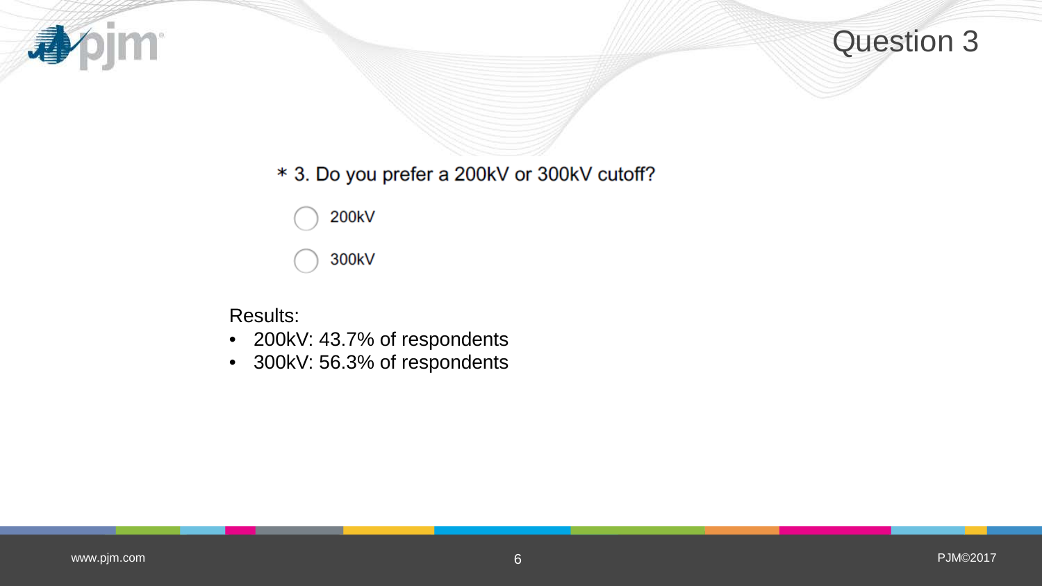# Question 3

\* 3. Do you prefer a 200kV or 300kV cutoff?

- ◯ 200kV
- ◯ 300kV

Results:

- 200kV: 43.7% of respondents
- 300kV: 56.3% of respondents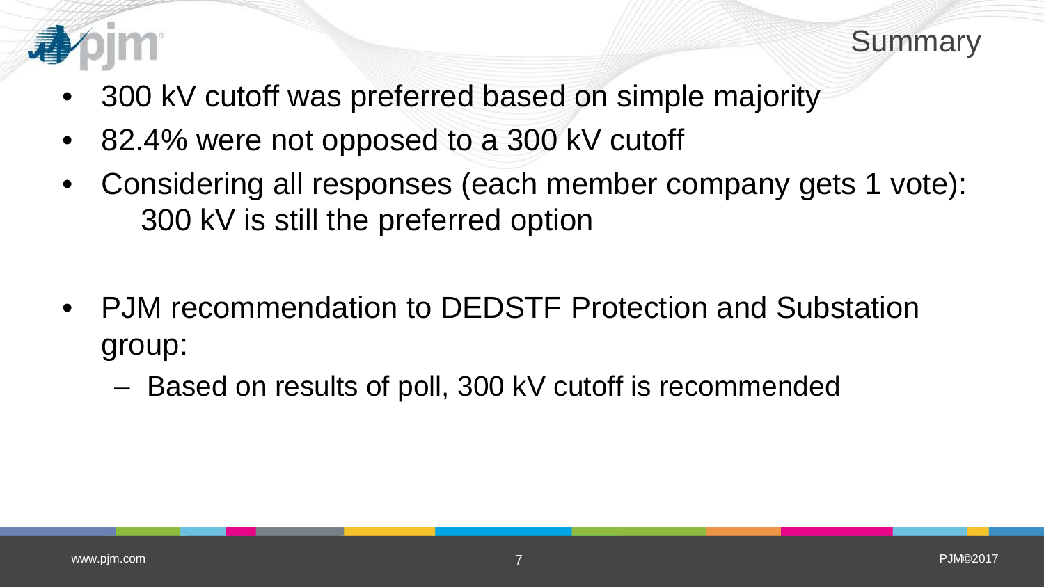# Summary

- 300 kV cutoff was preferred based on simple majority
- 82.4% were not opposed to a 300 kV cutoff
- Considering all responses (each member company gets 1 vote):
  300 kV is still the preferred option

- PJM recommendation to DEDSTF Protection and Substation group:
  - Based on results of poll, 300 kV cutoff is recommended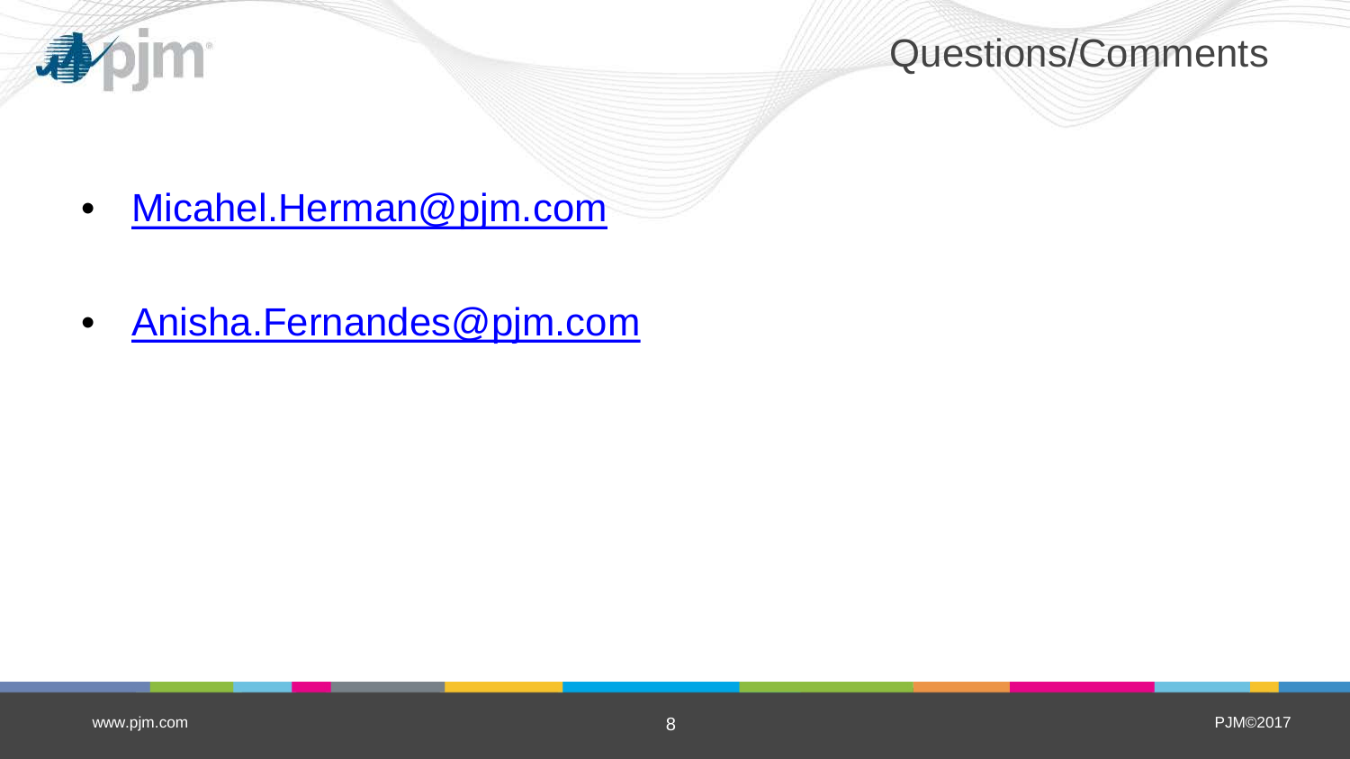# Questions/Comments

- Micahel.Herman@pjm.com

- Anisha.Fernandes@pjm.com